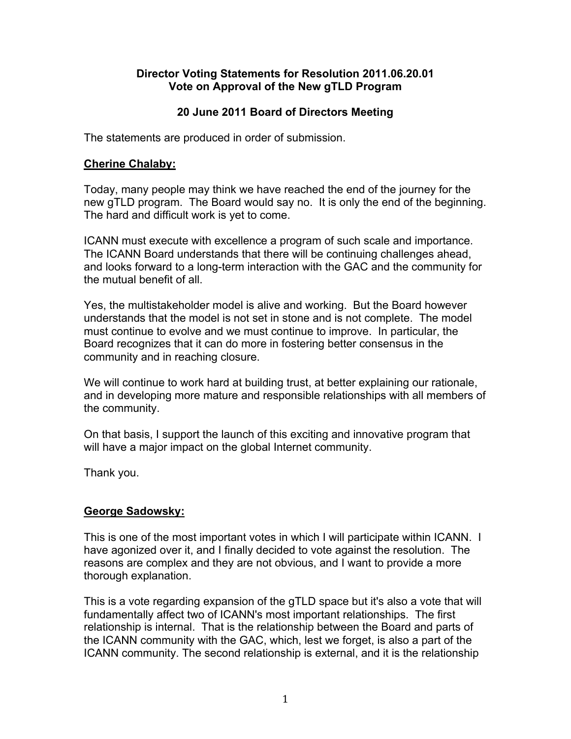# Director Voting Statements for Resolution 2011.06.20.01
# Vote on Approval of the New gTLD Program

## 20 June 2011 Board of Directors Meeting

The statements are produced in order of submission.

**Cherine Chalaby:**

Today, many people may think we have reached the end of the journey for the new gTLD program. The Board would say no. It is only the end of the beginning. The hard and difficult work is yet to come.

ICANN must execute with excellence a program of such scale and importance. The ICANN Board understands that there will be continuing challenges ahead, and looks forward to a long-term interaction with the GAC and the community for the mutual benefit of all.

Yes, the multistakeholder model is alive and working. But the Board however understands that the model is not set in stone and is not complete. The model must continue to evolve and we must continue to improve. In particular, the Board recognizes that it can do more in fostering better consensus in the community and in reaching closure.

We will continue to work hard at building trust, at better explaining our rationale, and in developing more mature and responsible relationships with all members of the community.

On that basis, I support the launch of this exciting and innovative program that will have a major impact on the global Internet community.

Thank you.

**George Sadowsky:**

This is one of the most important votes in which I will participate within ICANN. I have agonized over it, and I finally decided to vote against the resolution. The reasons are complex and they are not obvious, and I want to provide a more thorough explanation.

This is a vote regarding expansion of the gTLD space but it's also a vote that will fundamentally affect two of ICANN's most important relationships. The first relationship is internal. That is the relationship between the Board and parts of the ICANN community with the GAC, which, lest we forget, is also a part of the ICANN community. The second relationship is external, and it is the relationship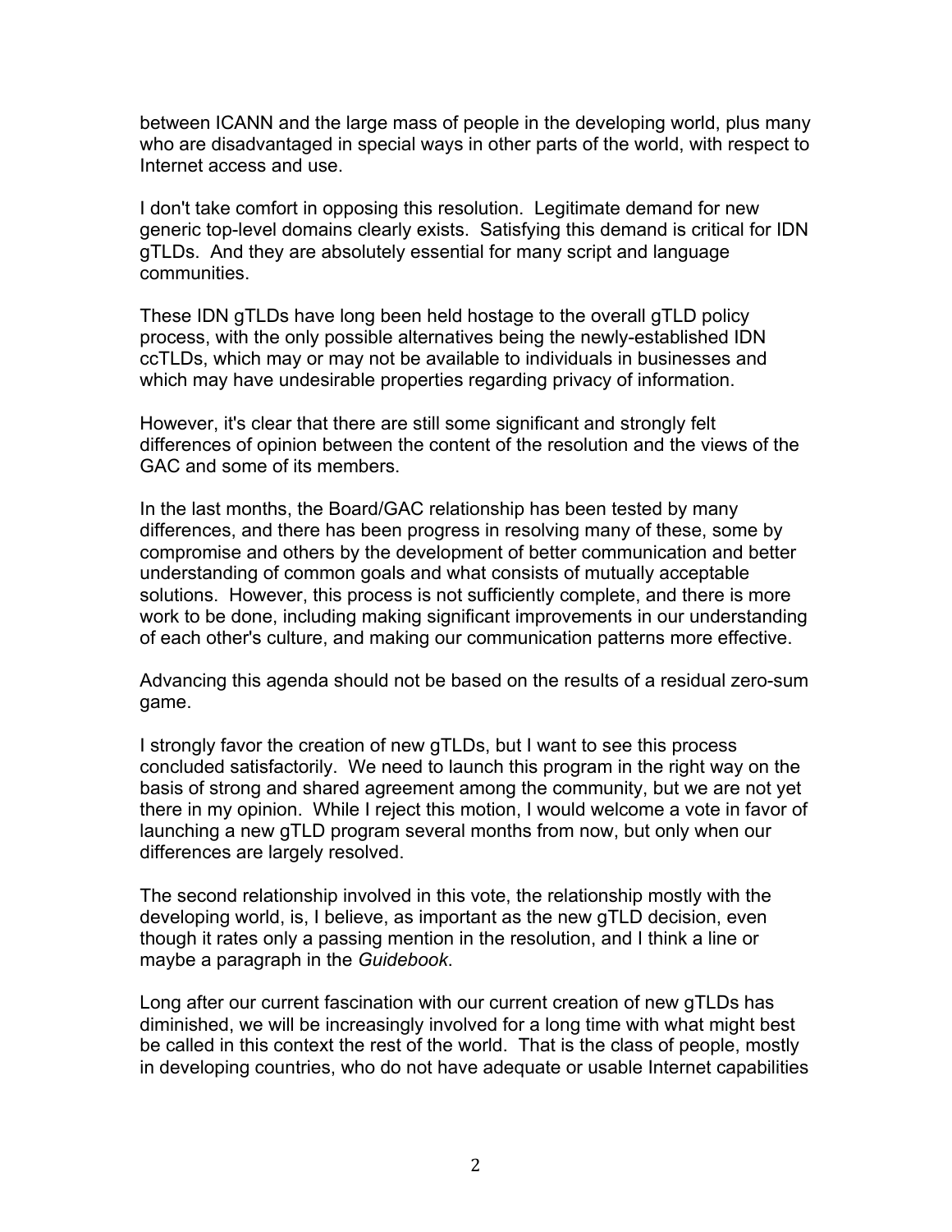between ICANN and the large mass of people in the developing world, plus many who are disadvantaged in special ways in other parts of the world, with respect to Internet access and use.

I don't take comfort in opposing this resolution. Legitimate demand for new generic top-level domains clearly exists. Satisfying this demand is critical for IDN gTLDs. And they are absolutely essential for many script and language communities.

These IDN gTLDs have long been held hostage to the overall gTLD policy process, with the only possible alternatives being the newly-established IDN ccTLDs, which may or may not be available to individuals in businesses and which may have undesirable properties regarding privacy of information.

However, it's clear that there are still some significant and strongly felt differences of opinion between the content of the resolution and the views of the GAC and some of its members.

In the last months, the Board/GAC relationship has been tested by many differences, and there has been progress in resolving many of these, some by compromise and others by the development of better communication and better understanding of common goals and what consists of mutually acceptable solutions. However, this process is not sufficiently complete, and there is more work to be done, including making significant improvements in our understanding of each other's culture, and making our communication patterns more effective.

Advancing this agenda should not be based on the results of a residual zero-sum game.

I strongly favor the creation of new gTLDs, but I want to see this process concluded satisfactorily. We need to launch this program in the right way on the basis of strong and shared agreement among the community, but we are not yet there in my opinion. While I reject this motion, I would welcome a vote in favor of launching a new gTLD program several months from now, but only when our differences are largely resolved.

The second relationship involved in this vote, the relationship mostly with the developing world, is, I believe, as important as the new gTLD decision, even though it rates only a passing mention in the resolution, and I think a line or maybe a paragraph in the *Guidebook*.

Long after our current fascination with our current creation of new gTLDs has diminished, we will be increasingly involved for a long time with what might best be called in this context the rest of the world. That is the class of people, mostly in developing countries, who do not have adequate or usable Internet capabilities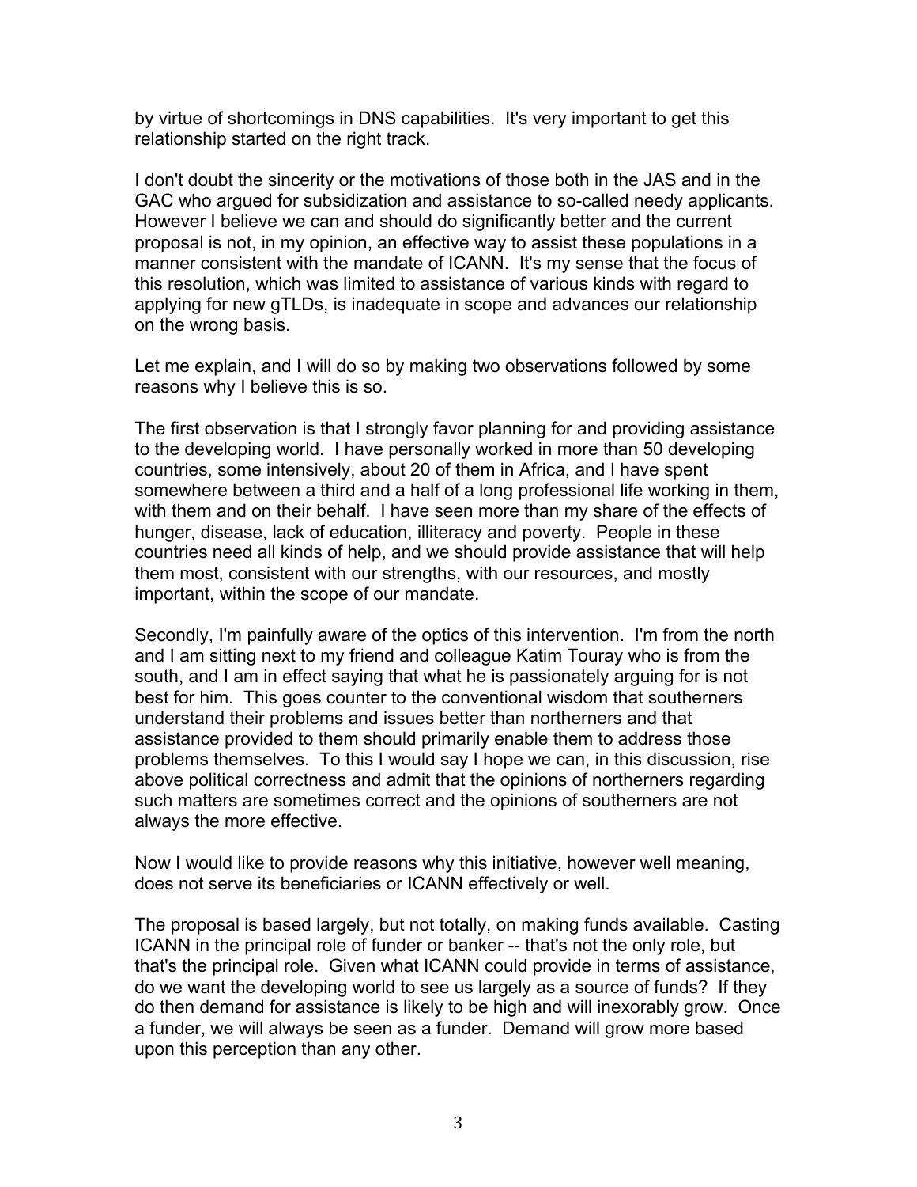by virtue of shortcomings in DNS capabilities. It's very important to get this relationship started on the right track.

I don't doubt the sincerity or the motivations of those both in the JAS and in the GAC who argued for subsidization and assistance to so-called needy applicants. However I believe we can and should do significantly better and the current proposal is not, in my opinion, an effective way to assist these populations in a manner consistent with the mandate of ICANN. It's my sense that the focus of this resolution, which was limited to assistance of various kinds with regard to applying for new gTLDs, is inadequate in scope and advances our relationship on the wrong basis.

Let me explain, and I will do so by making two observations followed by some reasons why I believe this is so.

The first observation is that I strongly favor planning for and providing assistance to the developing world. I have personally worked in more than 50 developing countries, some intensively, about 20 of them in Africa, and I have spent somewhere between a third and a half of a long professional life working in them, with them and on their behalf. I have seen more than my share of the effects of hunger, disease, lack of education, illiteracy and poverty. People in these countries need all kinds of help, and we should provide assistance that will help them most, consistent with our strengths, with our resources, and mostly important, within the scope of our mandate.

Secondly, I'm painfully aware of the optics of this intervention. I'm from the north and I am sitting next to my friend and colleague Katim Touray who is from the south, and I am in effect saying that what he is passionately arguing for is not best for him. This goes counter to the conventional wisdom that southerners understand their problems and issues better than northerners and that assistance provided to them should primarily enable them to address those problems themselves. To this I would say I hope we can, in this discussion, rise above political correctness and admit that the opinions of northerners regarding such matters are sometimes correct and the opinions of southerners are not always the more effective.

Now I would like to provide reasons why this initiative, however well meaning, does not serve its beneficiaries or ICANN effectively or well.

The proposal is based largely, but not totally, on making funds available. Casting ICANN in the principal role of funder or banker -- that's not the only role, but that's the principal role. Given what ICANN could provide in terms of assistance, do we want the developing world to see us largely as a source of funds? If they do then demand for assistance is likely to be high and will inexorably grow. Once a funder, we will always be seen as a funder. Demand will grow more based upon this perception than any other.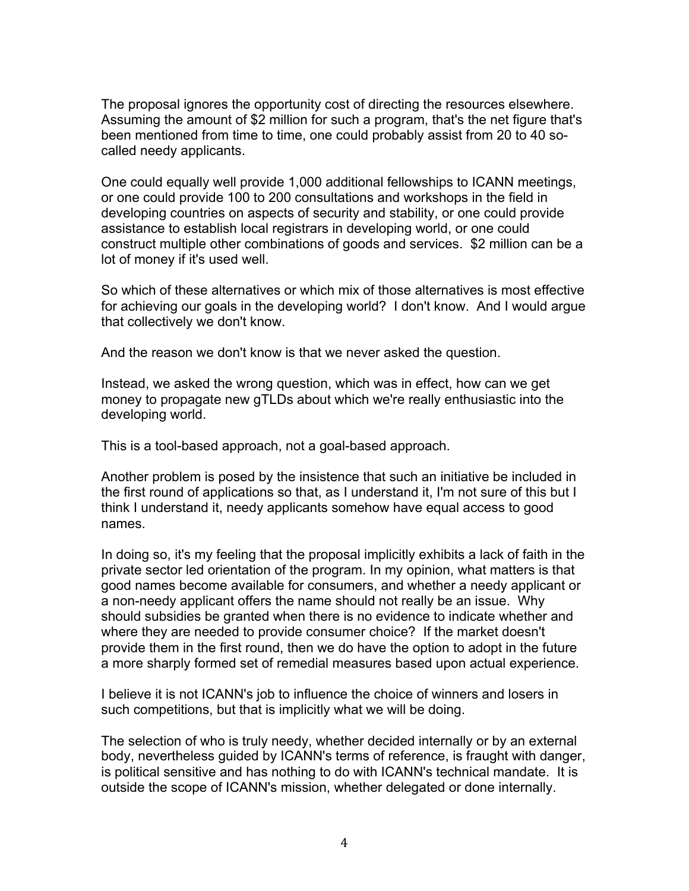The proposal ignores the opportunity cost of directing the resources elsewhere. Assuming the amount of $2 million for such a program, that's the net figure that's been mentioned from time to time, one could probably assist from 20 to 40 so-called needy applicants.

One could equally well provide 1,000 additional fellowships to ICANN meetings, or one could provide 100 to 200 consultations and workshops in the field in developing countries on aspects of security and stability, or one could provide assistance to establish local registrars in developing world, or one could construct multiple other combinations of goods and services. $2 million can be a lot of money if it's used well.

So which of these alternatives or which mix of those alternatives is most effective for achieving our goals in the developing world? I don't know. And I would argue that collectively we don't know.

And the reason we don't know is that we never asked the question.

Instead, we asked the wrong question, which was in effect, how can we get money to propagate new gTLDs about which we're really enthusiastic into the developing world.

This is a tool-based approach, not a goal-based approach.

Another problem is posed by the insistence that such an initiative be included in the first round of applications so that, as I understand it, I'm not sure of this but I think I understand it, needy applicants somehow have equal access to good names.

In doing so, it's my feeling that the proposal implicitly exhibits a lack of faith in the private sector led orientation of the program. In my opinion, what matters is that good names become available for consumers, and whether a needy applicant or a non-needy applicant offers the name should not really be an issue. Why should subsidies be granted when there is no evidence to indicate whether and where they are needed to provide consumer choice? If the market doesn't provide them in the first round, then we do have the option to adopt in the future a more sharply formed set of remedial measures based upon actual experience.

I believe it is not ICANN's job to influence the choice of winners and losers in such competitions, but that is implicitly what we will be doing.

The selection of who is truly needy, whether decided internally or by an external body, nevertheless guided by ICANN's terms of reference, is fraught with danger, is political sensitive and has nothing to do with ICANN's technical mandate. It is outside the scope of ICANN's mission, whether delegated or done internally.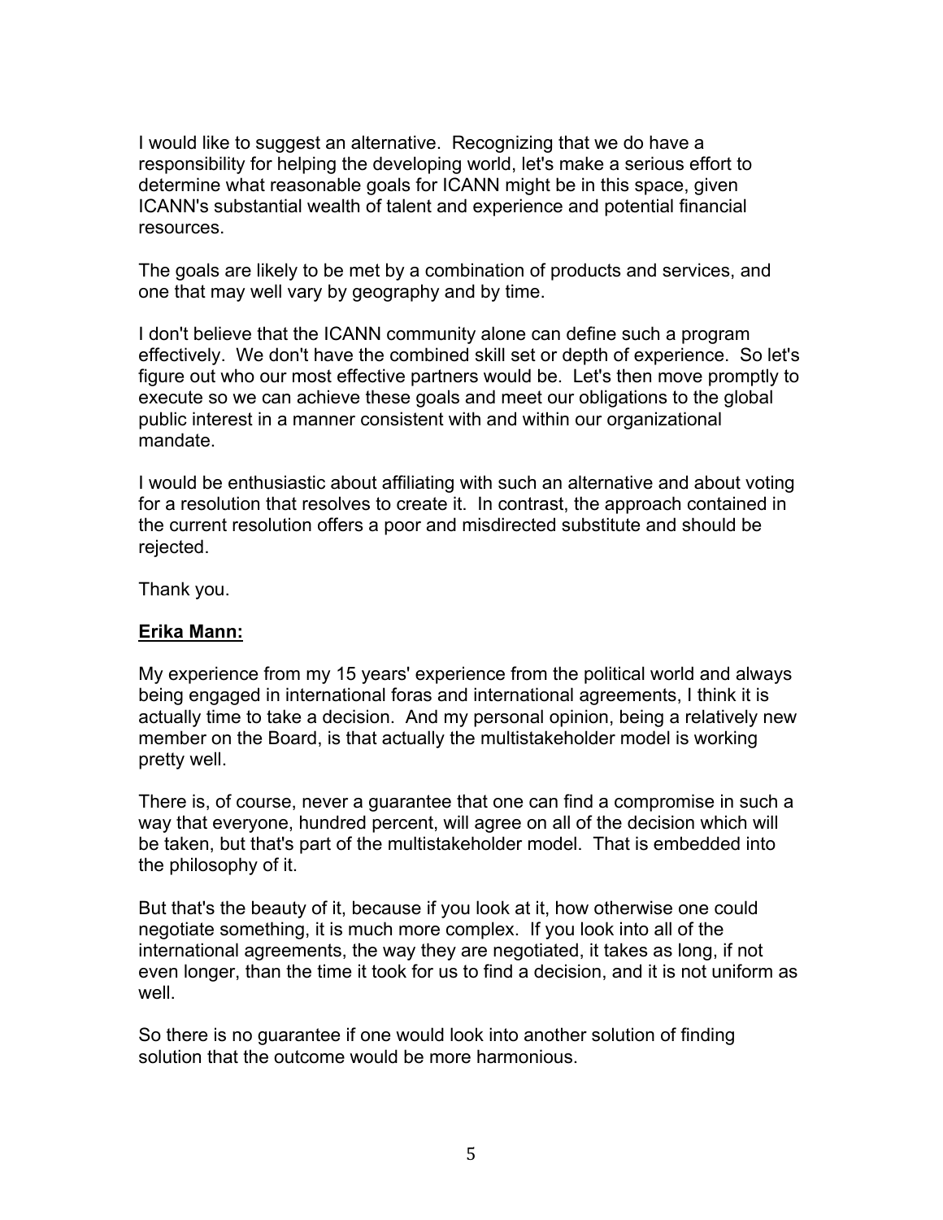I would like to suggest an alternative. Recognizing that we do have a responsibility for helping the developing world, let's make a serious effort to determine what reasonable goals for ICANN might be in this space, given ICANN's substantial wealth of talent and experience and potential financial resources.

The goals are likely to be met by a combination of products and services, and one that may well vary by geography and by time.

I don't believe that the ICANN community alone can define such a program effectively. We don't have the combined skill set or depth of experience. So let's figure out who our most effective partners would be. Let's then move promptly to execute so we can achieve these goals and meet our obligations to the global public interest in a manner consistent with and within our organizational mandate.

I would be enthusiastic about affiliating with such an alternative and about voting for a resolution that resolves to create it. In contrast, the approach contained in the current resolution offers a poor and misdirected substitute and should be rejected.

Thank you.

**Erika Mann:**

My experience from my 15 years' experience from the political world and always being engaged in international foras and international agreements, I think it is actually time to take a decision. And my personal opinion, being a relatively new member on the Board, is that actually the multistakeholder model is working pretty well.

There is, of course, never a guarantee that one can find a compromise in such a way that everyone, hundred percent, will agree on all of the decision which will be taken, but that's part of the multistakeholder model. That is embedded into the philosophy of it.

But that's the beauty of it, because if you look at it, how otherwise one could negotiate something, it is much more complex. If you look into all of the international agreements, the way they are negotiated, it takes as long, if not even longer, than the time it took for us to find a decision, and it is not uniform as well.

So there is no guarantee if one would look into another solution of finding solution that the outcome would be more harmonious.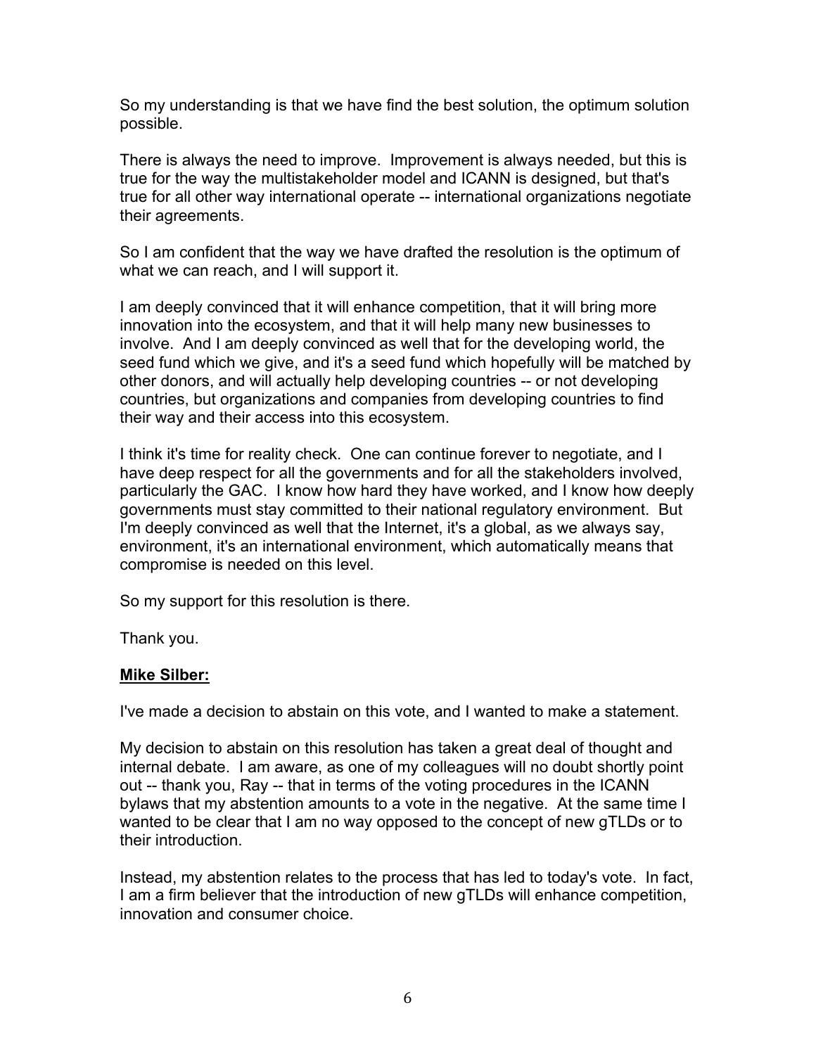So my understanding is that we have find the best solution, the optimum solution possible.

There is always the need to improve. Improvement is always needed, but this is true for the way the multistakeholder model and ICANN is designed, but that's true for all other way international operate -- international organizations negotiate their agreements.

So I am confident that the way we have drafted the resolution is the optimum of what we can reach, and I will support it.

I am deeply convinced that it will enhance competition, that it will bring more innovation into the ecosystem, and that it will help many new businesses to involve. And I am deeply convinced as well that for the developing world, the seed fund which we give, and it's a seed fund which hopefully will be matched by other donors, and will actually help developing countries -- or not developing countries, but organizations and companies from developing countries to find their way and their access into this ecosystem.

I think it's time for reality check. One can continue forever to negotiate, and I have deep respect for all the governments and for all the stakeholders involved, particularly the GAC. I know how hard they have worked, and I know how deeply governments must stay committed to their national regulatory environment. But I'm deeply convinced as well that the Internet, it's a global, as we always say, environment, it's an international environment, which automatically means that compromise is needed on this level.

So my support for this resolution is there.

Thank you.

**Mike Silber:**

I've made a decision to abstain on this vote, and I wanted to make a statement.

My decision to abstain on this resolution has taken a great deal of thought and internal debate. I am aware, as one of my colleagues will no doubt shortly point out -- thank you, Ray -- that in terms of the voting procedures in the ICANN bylaws that my abstention amounts to a vote in the negative. At the same time I wanted to be clear that I am no way opposed to the concept of new gTLDs or to their introduction.

Instead, my abstention relates to the process that has led to today's vote. In fact, I am a firm believer that the introduction of new gTLDs will enhance competition, innovation and consumer choice.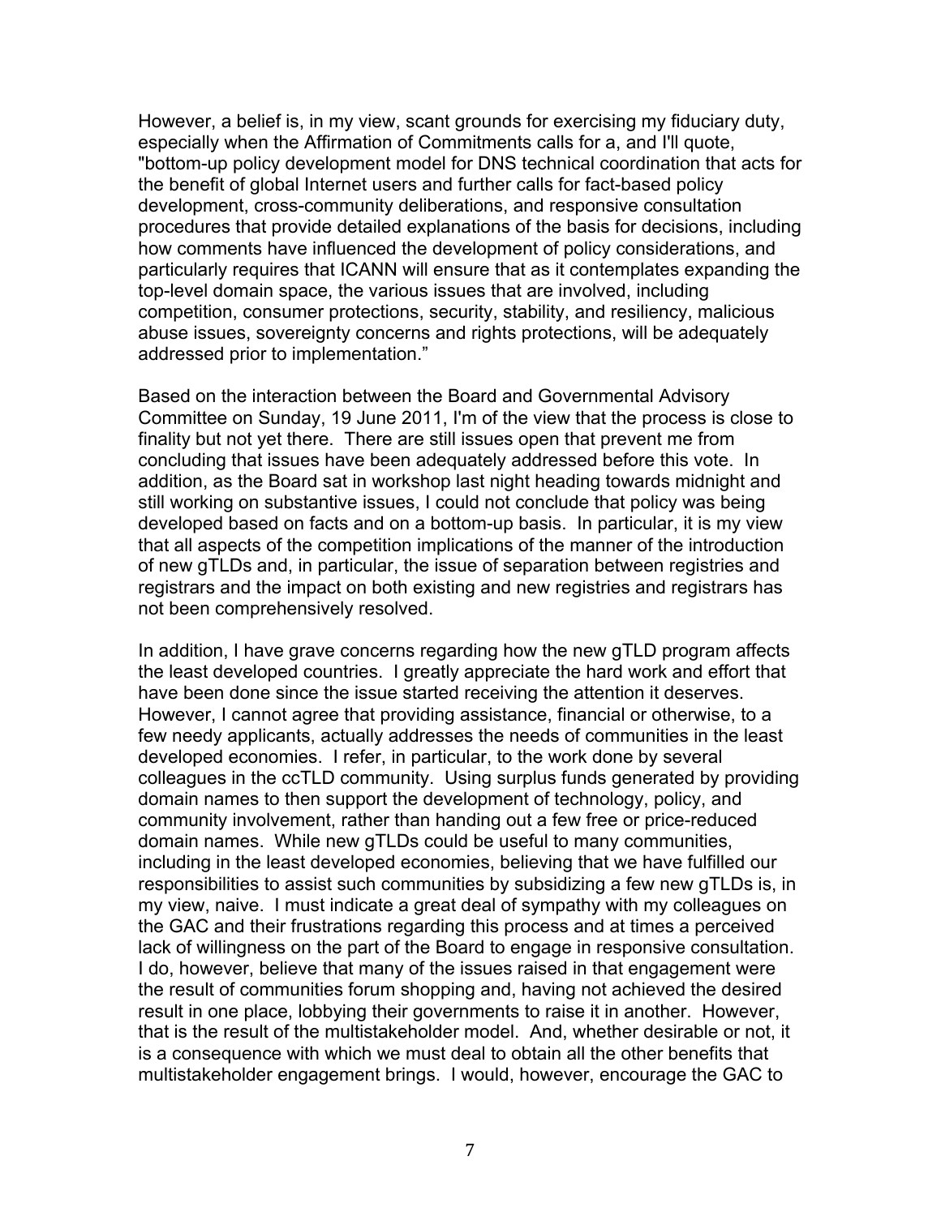However, a belief is, in my view, scant grounds for exercising my fiduciary duty, especially when the Affirmation of Commitments calls for a, and I'll quote, "bottom-up policy development model for DNS technical coordination that acts for the benefit of global Internet users and further calls for fact-based policy development, cross-community deliberations, and responsive consultation procedures that provide detailed explanations of the basis for decisions, including how comments have influenced the development of policy considerations, and particularly requires that ICANN will ensure that as it contemplates expanding the top-level domain space, the various issues that are involved, including competition, consumer protections, security, stability, and resiliency, malicious abuse issues, sovereignty concerns and rights protections, will be adequately addressed prior to implementation."

Based on the interaction between the Board and Governmental Advisory Committee on Sunday, 19 June 2011, I'm of the view that the process is close to finality but not yet there. There are still issues open that prevent me from concluding that issues have been adequately addressed before this vote. In addition, as the Board sat in workshop last night heading towards midnight and still working on substantive issues, I could not conclude that policy was being developed based on facts and on a bottom-up basis. In particular, it is my view that all aspects of the competition implications of the manner of the introduction of new gTLDs and, in particular, the issue of separation between registries and registrars and the impact on both existing and new registries and registrars has not been comprehensively resolved.

In addition, I have grave concerns regarding how the new gTLD program affects the least developed countries. I greatly appreciate the hard work and effort that have been done since the issue started receiving the attention it deserves. However, I cannot agree that providing assistance, financial or otherwise, to a few needy applicants, actually addresses the needs of communities in the least developed economies. I refer, in particular, to the work done by several colleagues in the ccTLD community. Using surplus funds generated by providing domain names to then support the development of technology, policy, and community involvement, rather than handing out a few free or price-reduced domain names. While new gTLDs could be useful to many communities, including in the least developed economies, believing that we have fulfilled our responsibilities to assist such communities by subsidizing a few new gTLDs is, in my view, naive. I must indicate a great deal of sympathy with my colleagues on the GAC and their frustrations regarding this process and at times a perceived lack of willingness on the part of the Board to engage in responsive consultation. I do, however, believe that many of the issues raised in that engagement were the result of communities forum shopping and, having not achieved the desired result in one place, lobbying their governments to raise it in another. However, that is the result of the multistakeholder model. And, whether desirable or not, it is a consequence with which we must deal to obtain all the other benefits that multistakeholder engagement brings. I would, however, encourage the GAC to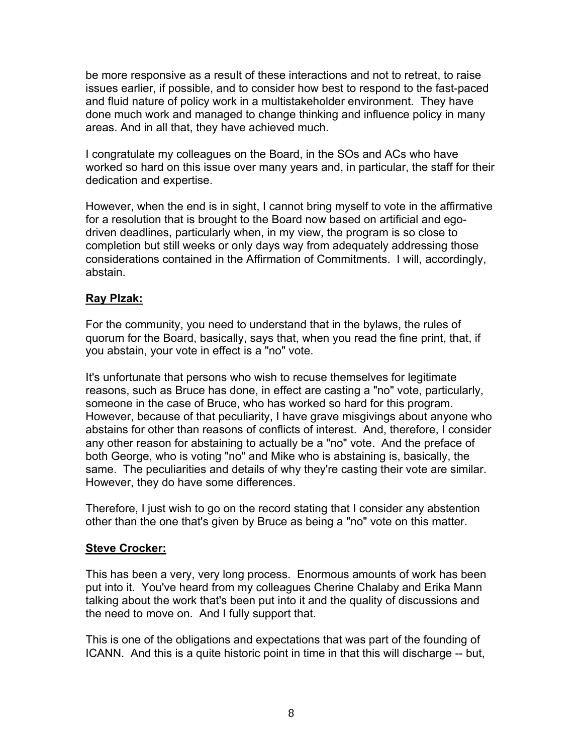be more responsive as a result of these interactions and not to retreat, to raise issues earlier, if possible, and to consider how best to respond to the fast-paced and fluid nature of policy work in a multistakeholder environment. They have done much work and managed to change thinking and influence policy in many areas. And in all that, they have achieved much.

I congratulate my colleagues on the Board, in the SOs and ACs who have worked so hard on this issue over many years and, in particular, the staff for their dedication and expertise.

However, when the end is in sight, I cannot bring myself to vote in the affirmative for a resolution that is brought to the Board now based on artificial and ego-driven deadlines, particularly when, in my view, the program is so close to completion but still weeks or only days way from adequately addressing those considerations contained in the Affirmation of Commitments. I will, accordingly, abstain.

**Ray Plzak:**

For the community, you need to understand that in the bylaws, the rules of quorum for the Board, basically, says that, when you read the fine print, that, if you abstain, your vote in effect is a "no" vote.

It's unfortunate that persons who wish to recuse themselves for legitimate reasons, such as Bruce has done, in effect are casting a "no" vote, particularly, someone in the case of Bruce, who has worked so hard for this program. However, because of that peculiarity, I have grave misgivings about anyone who abstains for other than reasons of conflicts of interest. And, therefore, I consider any other reason for abstaining to actually be a "no" vote. And the preface of both George, who is voting "no" and Mike who is abstaining is, basically, the same. The peculiarities and details of why they're casting their vote are similar. However, they do have some differences.

Therefore, I just wish to go on the record stating that I consider any abstention other than the one that's given by Bruce as being a "no" vote on this matter.

**Steve Crocker:**

This has been a very, very long process. Enormous amounts of work has been put into it. You've heard from my colleagues Cherine Chalaby and Erika Mann talking about the work that's been put into it and the quality of discussions and the need to move on. And I fully support that.

This is one of the obligations and expectations that was part of the founding of ICANN. And this is a quite historic point in time in that this will discharge -- but,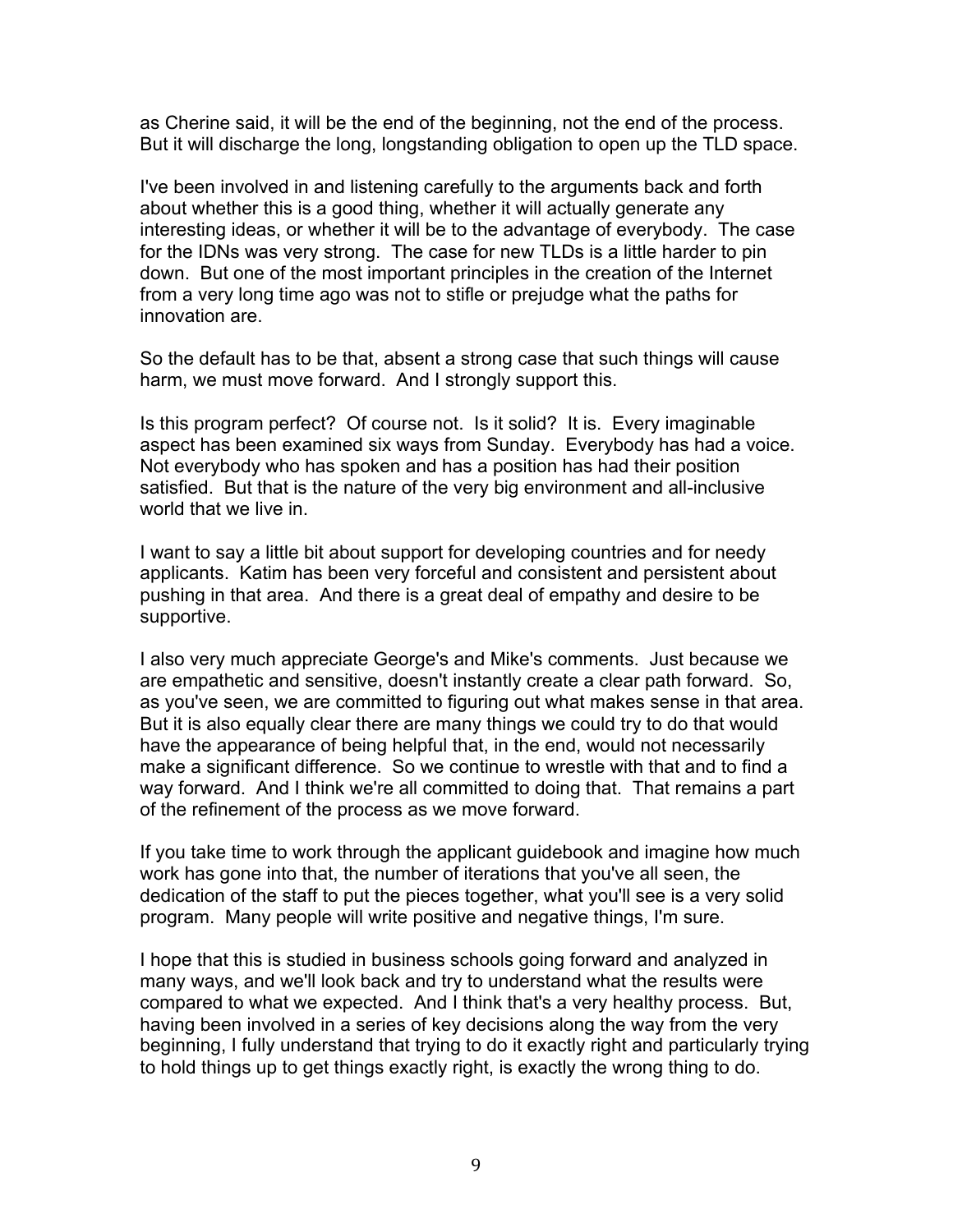as Cherine said, it will be the end of the beginning, not the end of the process. But it will discharge the long, longstanding obligation to open up the TLD space.

I've been involved in and listening carefully to the arguments back and forth about whether this is a good thing, whether it will actually generate any interesting ideas, or whether it will be to the advantage of everybody. The case for the IDNs was very strong. The case for new TLDs is a little harder to pin down. But one of the most important principles in the creation of the Internet from a very long time ago was not to stifle or prejudge what the paths for innovation are.

So the default has to be that, absent a strong case that such things will cause harm, we must move forward. And I strongly support this.

Is this program perfect? Of course not. Is it solid? It is. Every imaginable aspect has been examined six ways from Sunday. Everybody has had a voice. Not everybody who has spoken and has a position has had their position satisfied. But that is the nature of the very big environment and all-inclusive world that we live in.

I want to say a little bit about support for developing countries and for needy applicants. Katim has been very forceful and consistent and persistent about pushing in that area. And there is a great deal of empathy and desire to be supportive.

I also very much appreciate George's and Mike's comments. Just because we are empathetic and sensitive, doesn't instantly create a clear path forward. So, as you've seen, we are committed to figuring out what makes sense in that area. But it is also equally clear there are many things we could try to do that would have the appearance of being helpful that, in the end, would not necessarily make a significant difference. So we continue to wrestle with that and to find a way forward. And I think we're all committed to doing that. That remains a part of the refinement of the process as we move forward.

If you take time to work through the applicant guidebook and imagine how much work has gone into that, the number of iterations that you've all seen, the dedication of the staff to put the pieces together, what you'll see is a very solid program. Many people will write positive and negative things, I'm sure.

I hope that this is studied in business schools going forward and analyzed in many ways, and we'll look back and try to understand what the results were compared to what we expected. And I think that's a very healthy process. But, having been involved in a series of key decisions along the way from the very beginning, I fully understand that trying to do it exactly right and particularly trying to hold things up to get things exactly right, is exactly the wrong thing to do.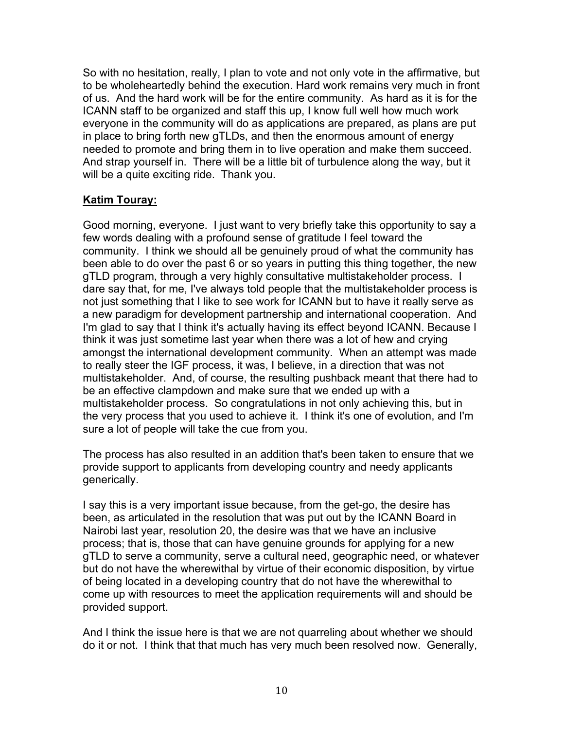So with no hesitation, really, I plan to vote and not only vote in the affirmative, but to be wholeheartedly behind the execution. Hard work remains very much in front of us. And the hard work will be for the entire community. As hard as it is for the ICANN staff to be organized and staff this up, I know full well how much work everyone in the community will do as applications are prepared, as plans are put in place to bring forth new gTLDs, and then the enormous amount of energy needed to promote and bring them in to live operation and make them succeed. And strap yourself in. There will be a little bit of turbulence along the way, but it will be a quite exciting ride. Thank you.

**Katim Touray:**

Good morning, everyone. I just want to very briefly take this opportunity to say a few words dealing with a profound sense of gratitude I feel toward the community. I think we should all be genuinely proud of what the community has been able to do over the past 6 or so years in putting this thing together, the new gTLD program, through a very highly consultative multistakeholder process. I dare say that, for me, I've always told people that the multistakeholder process is not just something that I like to see work for ICANN but to have it really serve as a new paradigm for development partnership and international cooperation. And I'm glad to say that I think it's actually having its effect beyond ICANN. Because I think it was just sometime last year when there was a lot of hew and crying amongst the international development community. When an attempt was made to really steer the IGF process, it was, I believe, in a direction that was not multistakeholder. And, of course, the resulting pushback meant that there had to be an effective clampdown and make sure that we ended up with a multistakeholder process. So congratulations in not only achieving this, but in the very process that you used to achieve it. I think it's one of evolution, and I'm sure a lot of people will take the cue from you.

The process has also resulted in an addition that's been taken to ensure that we provide support to applicants from developing country and needy applicants generically.

I say this is a very important issue because, from the get-go, the desire has been, as articulated in the resolution that was put out by the ICANN Board in Nairobi last year, resolution 20, the desire was that we have an inclusive process; that is, those that can have genuine grounds for applying for a new gTLD to serve a community, serve a cultural need, geographic need, or whatever but do not have the wherewithal by virtue of their economic disposition, by virtue of being located in a developing country that do not have the wherewithal to come up with resources to meet the application requirements will and should be provided support.

And I think the issue here is that we are not quarreling about whether we should do it or not. I think that that much has very much been resolved now. Generally,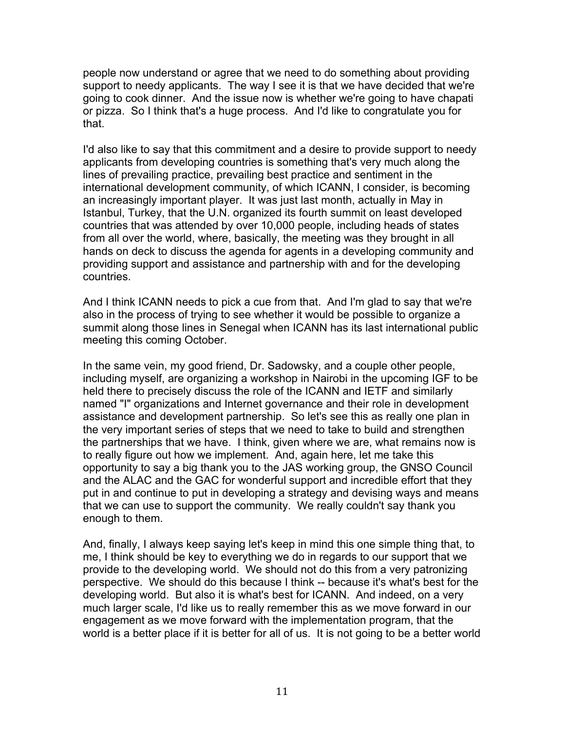people now understand or agree that we need to do something about providing support to needy applicants. The way I see it is that we have decided that we're going to cook dinner. And the issue now is whether we're going to have chapati or pizza. So I think that's a huge process. And I'd like to congratulate you for that.

I'd also like to say that this commitment and a desire to provide support to needy applicants from developing countries is something that's very much along the lines of prevailing practice, prevailing best practice and sentiment in the international development community, of which ICANN, I consider, is becoming an increasingly important player. It was just last month, actually in May in Istanbul, Turkey, that the U.N. organized its fourth summit on least developed countries that was attended by over 10,000 people, including heads of states from all over the world, where, basically, the meeting was they brought in all hands on deck to discuss the agenda for agents in a developing community and providing support and assistance and partnership with and for the developing countries.

And I think ICANN needs to pick a cue from that. And I'm glad to say that we're also in the process of trying to see whether it would be possible to organize a summit along those lines in Senegal when ICANN has its last international public meeting this coming October.

In the same vein, my good friend, Dr. Sadowsky, and a couple other people, including myself, are organizing a workshop in Nairobi in the upcoming IGF to be held there to precisely discuss the role of the ICANN and IETF and similarly named "I" organizations and Internet governance and their role in development assistance and development partnership. So let's see this as really one plan in the very important series of steps that we need to take to build and strengthen the partnerships that we have. I think, given where we are, what remains now is to really figure out how we implement. And, again here, let me take this opportunity to say a big thank you to the JAS working group, the GNSO Council and the ALAC and the GAC for wonderful support and incredible effort that they put in and continue to put in developing a strategy and devising ways and means that we can use to support the community. We really couldn't say thank you enough to them.

And, finally, I always keep saying let's keep in mind this one simple thing that, to me, I think should be key to everything we do in regards to our support that we provide to the developing world. We should not do this from a very patronizing perspective. We should do this because I think -- because it's what's best for the developing world. But also it is what's best for ICANN. And indeed, on a very much larger scale, I'd like us to really remember this as we move forward in our engagement as we move forward with the implementation program, that the world is a better place if it is better for all of us. It is not going to be a better world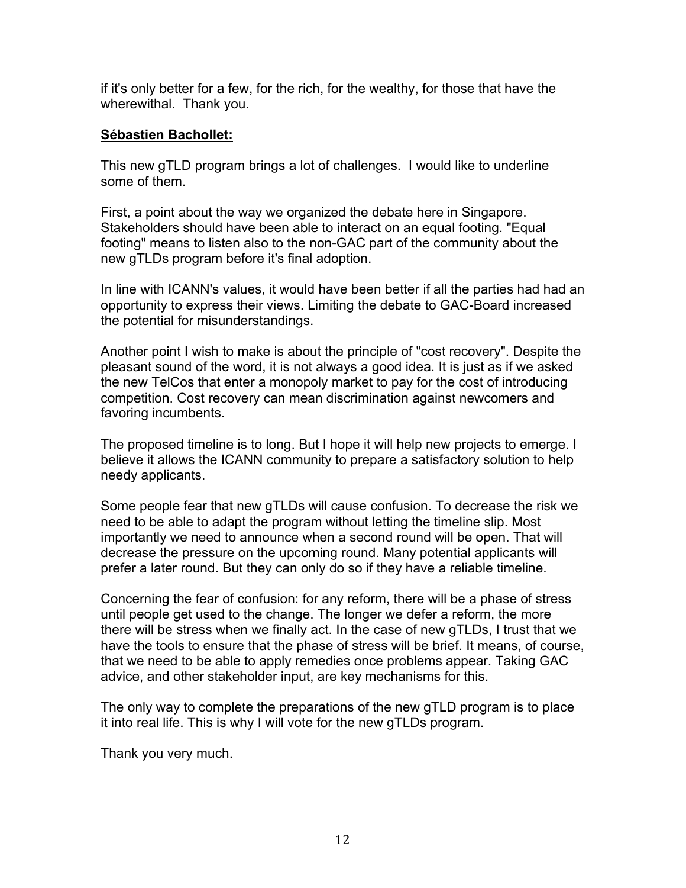if it's only better for a few, for the rich, for the wealthy, for those that have the wherewithal.  Thank you.

**<u>Sébastien Bachollet:</u>**

This new gTLD program brings a lot of challenges.  I would like to underline some of them.

First, a point about the way we organized the debate here in Singapore. Stakeholders should have been able to interact on an equal footing. "Equal footing" means to listen also to the non-GAC part of the community about the new gTLDs program before it's final adoption.

In line with ICANN's values, it would have been better if all the parties had had an opportunity to express their views. Limiting the debate to GAC-Board increased the potential for misunderstandings.

Another point I wish to make is about the principle of "cost recovery". Despite the pleasant sound of the word, it is not always a good idea. It is just as if we asked the new TelCos that enter a monopoly market to pay for the cost of introducing competition. Cost recovery can mean discrimination against newcomers and favoring incumbents.

The proposed timeline is to long. But I hope it will help new projects to emerge. I believe it allows the ICANN community to prepare a satisfactory solution to help needy applicants.

Some people fear that new gTLDs will cause confusion. To decrease the risk we need to be able to adapt the program without letting the timeline slip. Most importantly we need to announce when a second round will be open. That will decrease the pressure on the upcoming round. Many potential applicants will prefer a later round. But they can only do so if they have a reliable timeline.

Concerning the fear of confusion: for any reform, there will be a phase of stress until people get used to the change. The longer we defer a reform, the more there will be stress when we finally act. In the case of new gTLDs, I trust that we have the tools to ensure that the phase of stress will be brief. It means, of course, that we need to be able to apply remedies once problems appear. Taking GAC advice, and other stakeholder input, are key mechanisms for this.

The only way to complete the preparations of the new gTLD program is to place it into real life. This is why I will vote for the new gTLDs program.

Thank you very much.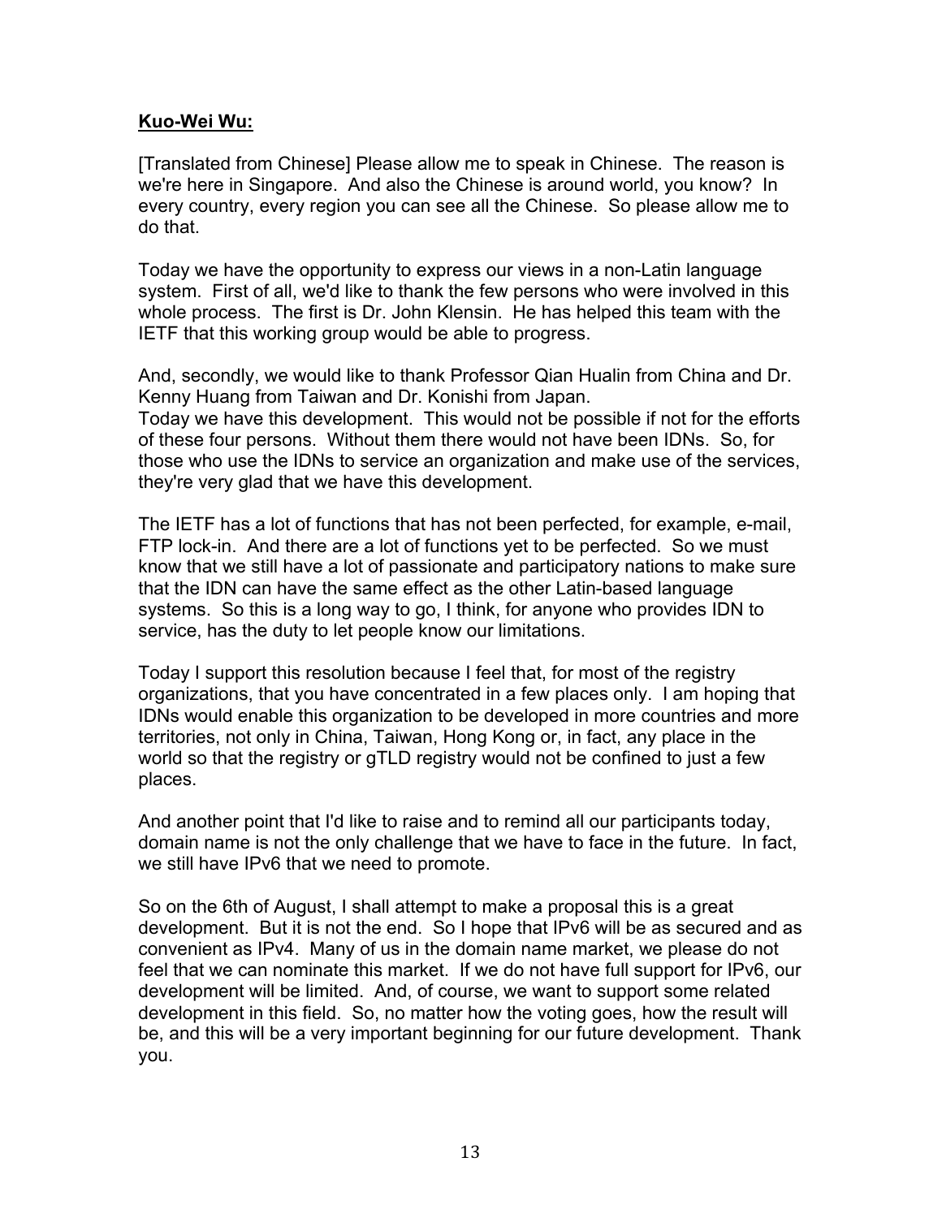**Kuo-Wei Wu:**

[Translated from Chinese] Please allow me to speak in Chinese. The reason is we're here in Singapore. And also the Chinese is around world, you know? In every country, every region you can see all the Chinese. So please allow me to do that.

Today we have the opportunity to express our views in a non-Latin language system. First of all, we'd like to thank the few persons who were involved in this whole process. The first is Dr. John Klensin. He has helped this team with the IETF that this working group would be able to progress.

And, secondly, we would like to thank Professor Qian Hualin from China and Dr. Kenny Huang from Taiwan and Dr. Konishi from Japan.
Today we have this development. This would not be possible if not for the efforts of these four persons. Without them there would not have been IDNs. So, for those who use the IDNs to service an organization and make use of the services, they're very glad that we have this development.

The IETF has a lot of functions that has not been perfected, for example, e-mail, FTP lock-in. And there are a lot of functions yet to be perfected. So we must know that we still have a lot of passionate and participatory nations to make sure that the IDN can have the same effect as the other Latin-based language systems. So this is a long way to go, I think, for anyone who provides IDN to service, has the duty to let people know our limitations.

Today I support this resolution because I feel that, for most of the registry organizations, that you have concentrated in a few places only. I am hoping that IDNs would enable this organization to be developed in more countries and more territories, not only in China, Taiwan, Hong Kong or, in fact, any place in the world so that the registry or gTLD registry would not be confined to just a few places.

And another point that I'd like to raise and to remind all our participants today, domain name is not the only challenge that we have to face in the future. In fact, we still have IPv6 that we need to promote.

So on the 6th of August, I shall attempt to make a proposal this is a great development. But it is not the end. So I hope that IPv6 will be as secured and as convenient as IPv4. Many of us in the domain name market, we please do not feel that we can nominate this market. If we do not have full support for IPv6, our development will be limited. And, of course, we want to support some related development in this field. So, no matter how the voting goes, how the result will be, and this will be a very important beginning for our future development. Thank you.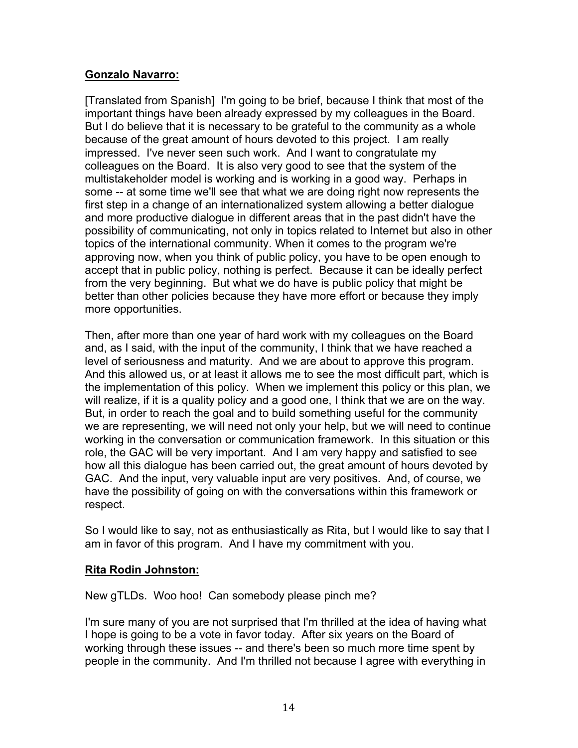**Gonzalo Navarro:**

[Translated from Spanish] I'm going to be brief, because I think that most of the important things have been already expressed by my colleagues in the Board. But I do believe that it is necessary to be grateful to the community as a whole because of the great amount of hours devoted to this project. I am really impressed. I've never seen such work. And I want to congratulate my colleagues on the Board. It is also very good to see that the system of the multistakeholder model is working and is working in a good way. Perhaps in some -- at some time we'll see that what we are doing right now represents the first step in a change of an internationalized system allowing a better dialogue and more productive dialogue in different areas that in the past didn't have the possibility of communicating, not only in topics related to Internet but also in other topics of the international community. When it comes to the program we're approving now, when you think of public policy, you have to be open enough to accept that in public policy, nothing is perfect. Because it can be ideally perfect from the very beginning. But what we do have is public policy that might be better than other policies because they have more effort or because they imply more opportunities.

Then, after more than one year of hard work with my colleagues on the Board and, as I said, with the input of the community, I think that we have reached a level of seriousness and maturity. And we are about to approve this program. And this allowed us, or at least it allows me to see the most difficult part, which is the implementation of this policy. When we implement this policy or this plan, we will realize, if it is a quality policy and a good one, I think that we are on the way. But, in order to reach the goal and to build something useful for the community we are representing, we will need not only your help, but we will need to continue working in the conversation or communication framework. In this situation or this role, the GAC will be very important. And I am very happy and satisfied to see how all this dialogue has been carried out, the great amount of hours devoted by GAC. And the input, very valuable input are very positives. And, of course, we have the possibility of going on with the conversations within this framework or respect.

So I would like to say, not as enthusiastically as Rita, but I would like to say that I am in favor of this program. And I have my commitment with you.

**Rita Rodin Johnston:**

New gTLDs. Woo hoo! Can somebody please pinch me?

I'm sure many of you are not surprised that I'm thrilled at the idea of having what I hope is going to be a vote in favor today. After six years on the Board of working through these issues -- and there's been so much more time spent by people in the community. And I'm thrilled not because I agree with everything in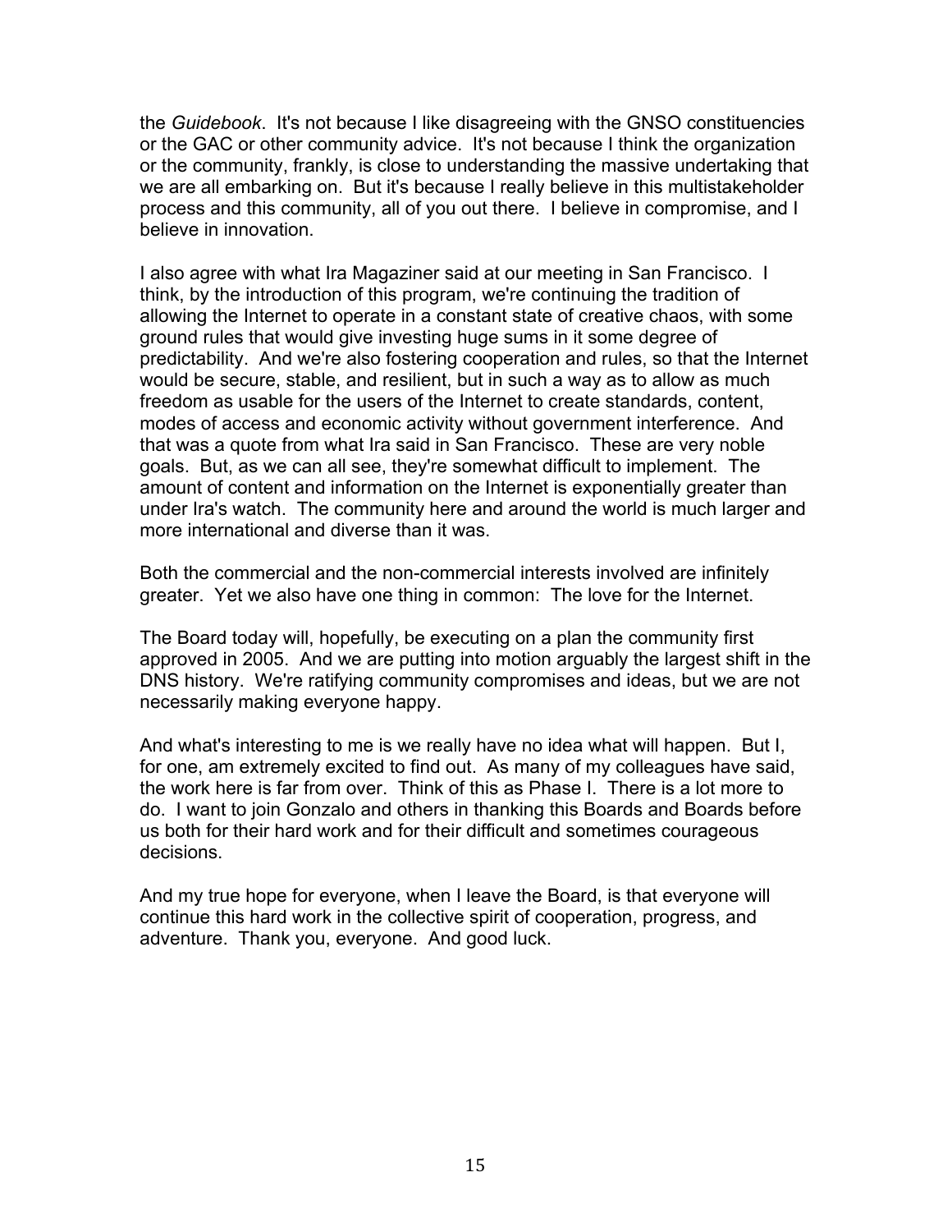the *Guidebook*. It's not because I like disagreeing with the GNSO constituencies or the GAC or other community advice. It's not because I think the organization or the community, frankly, is close to understanding the massive undertaking that we are all embarking on. But it's because I really believe in this multistakeholder process and this community, all of you out there. I believe in compromise, and I believe in innovation.

I also agree with what Ira Magaziner said at our meeting in San Francisco. I think, by the introduction of this program, we're continuing the tradition of allowing the Internet to operate in a constant state of creative chaos, with some ground rules that would give investing huge sums in it some degree of predictability. And we're also fostering cooperation and rules, so that the Internet would be secure, stable, and resilient, but in such a way as to allow as much freedom as usable for the users of the Internet to create standards, content, modes of access and economic activity without government interference. And that was a quote from what Ira said in San Francisco. These are very noble goals. But, as we can all see, they're somewhat difficult to implement. The amount of content and information on the Internet is exponentially greater than under Ira's watch. The community here and around the world is much larger and more international and diverse than it was.

Both the commercial and the non-commercial interests involved are infinitely greater. Yet we also have one thing in common: The love for the Internet.

The Board today will, hopefully, be executing on a plan the community first approved in 2005. And we are putting into motion arguably the largest shift in the DNS history. We're ratifying community compromises and ideas, but we are not necessarily making everyone happy.

And what's interesting to me is we really have no idea what will happen. But I, for one, am extremely excited to find out. As many of my colleagues have said, the work here is far from over. Think of this as Phase I. There is a lot more to do. I want to join Gonzalo and others in thanking this Boards and Boards before us both for their hard work and for their difficult and sometimes courageous decisions.

And my true hope for everyone, when I leave the Board, is that everyone will continue this hard work in the collective spirit of cooperation, progress, and adventure. Thank you, everyone. And good luck.